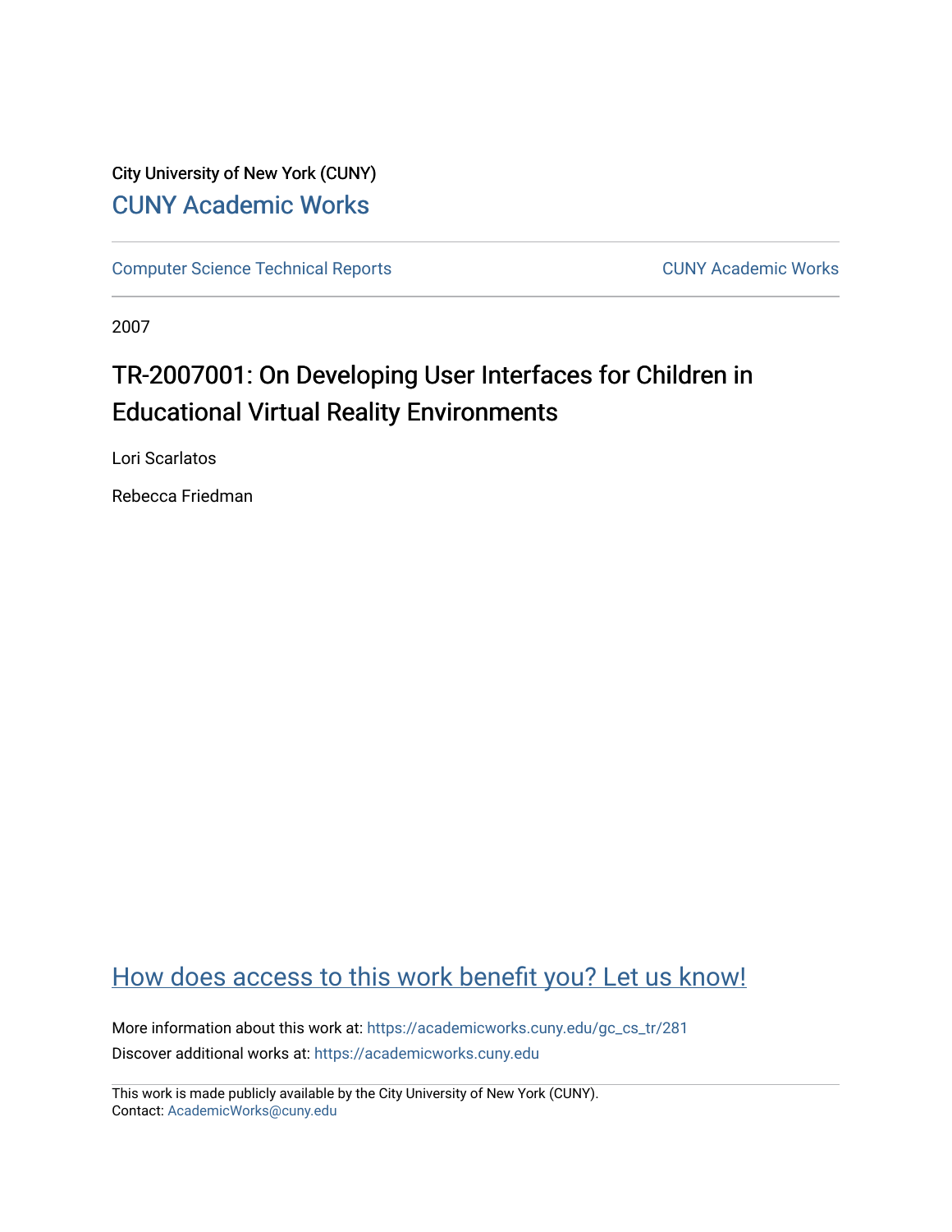City University of New York (CUNY)

CUNY Academic Works

Computer Science Technical Reports | CUNY Academic Works

2007

# TR-2007001: On Developing User Interfaces for Children in Educational Virtual Reality Environments

Lori Scarlatos

Rebecca Friedman

How does access to this work benefit you? Let us know!

More information about this work at: https://academicworks.cuny.edu/gc_cs_tr/281

Discover additional works at: https://academicworks.cuny.edu

This work is made publicly available by the City University of New York (CUNY).
Contact: AcademicWorks@cuny.edu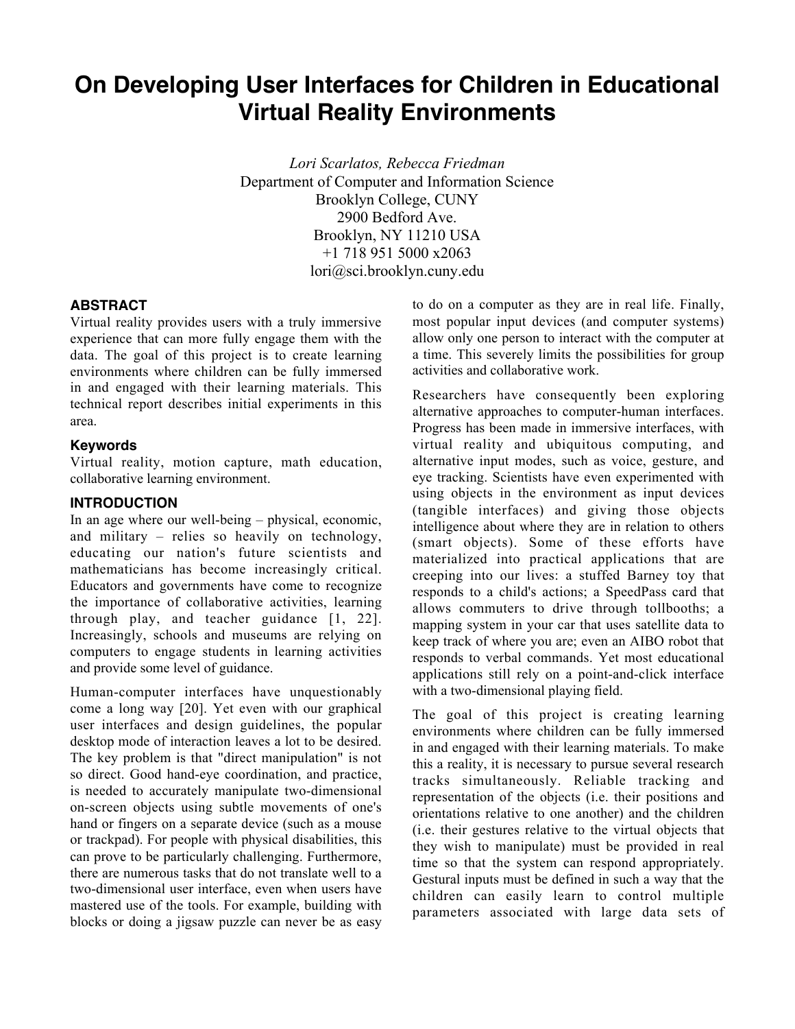# On Developing User Interfaces for Children in Educational Virtual Reality Environments

*Lori Scarlatos, Rebecca Friedman*
Department of Computer and Information Science
Brooklyn College, CUNY
2900 Bedford Ave.
Brooklyn, NY 11210 USA
+1 718 951 5000 x2063
lori@sci.brooklyn.cuny.edu

## ABSTRACT

Virtual reality provides users with a truly immersive experience that can more fully engage them with the data. The goal of this project is to create learning environments where children can be fully immersed in and engaged with their learning materials. This technical report describes initial experiments in this area.

### Keywords

Virtual reality, motion capture, math education, collaborative learning environment.

## INTRODUCTION

In an age where our well-being – physical, economic, and military – relies so heavily on technology, educating our nation's future scientists and mathematicians has become increasingly critical. Educators and governments have come to recognize the importance of collaborative activities, learning through play, and teacher guidance [1, 22]. Increasingly, schools and museums are relying on computers to engage students in learning activities and provide some level of guidance.

Human-computer interfaces have unquestionably come a long way [20]. Yet even with our graphical user interfaces and design guidelines, the popular desktop mode of interaction leaves a lot to be desired. The key problem is that "direct manipulation" is not so direct. Good hand-eye coordination, and practice, is needed to accurately manipulate two-dimensional on-screen objects using subtle movements of one's hand or fingers on a separate device (such as a mouse or trackpad). For people with physical disabilities, this can prove to be particularly challenging. Furthermore, there are numerous tasks that do not translate well to a two-dimensional user interface, even when users have mastered use of the tools. For example, building with blocks or doing a jigsaw puzzle can never be as easy to do on a computer as they are in real life. Finally, most popular input devices (and computer systems) allow only one person to interact with the computer at a time. This severely limits the possibilities for group activities and collaborative work.

Researchers have consequently been exploring alternative approaches to computer-human interfaces. Progress has been made in immersive interfaces, with virtual reality and ubiquitous computing, and alternative input modes, such as voice, gesture, and eye tracking. Scientists have even experimented with using objects in the environment as input devices (tangible interfaces) and giving those objects intelligence about where they are in relation to others (smart objects). Some of these efforts have materialized into practical applications that are creeping into our lives: a stuffed Barney toy that responds to a child's actions; a SpeedPass card that allows commuters to drive through tollbooths; a mapping system in your car that uses satellite data to keep track of where you are; even an AIBO robot that responds to verbal commands. Yet most educational applications still rely on a point-and-click interface with a two-dimensional playing field.

The goal of this project is creating learning environments where children can be fully immersed in and engaged with their learning materials. To make this a reality, it is necessary to pursue several research tracks simultaneously. Reliable tracking and representation of the objects (i.e. their positions and orientations relative to one another) and the children (i.e. their gestures relative to the virtual objects that they wish to manipulate) must be provided in real time so that the system can respond appropriately. Gestural inputs must be defined in such a way that the children can easily learn to control multiple parameters associated with large data sets of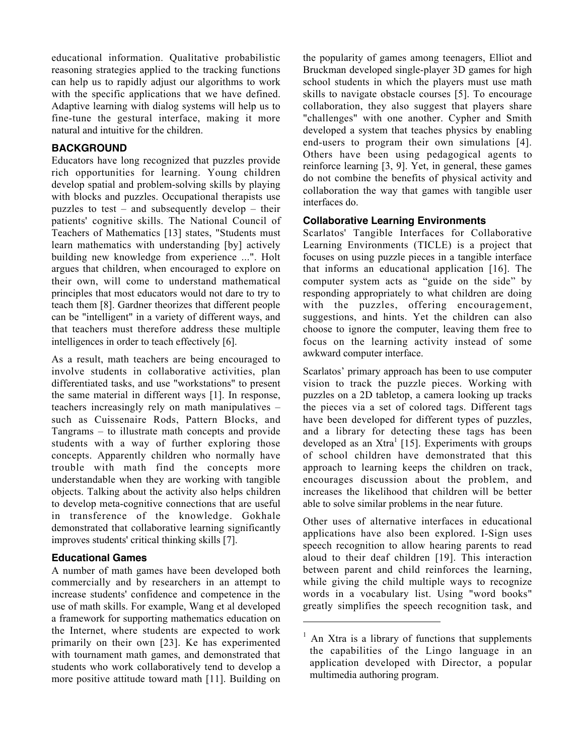educational information. Qualitative probabilistic reasoning strategies applied to the tracking functions can help us to rapidly adjust our algorithms to work with the specific applications that we have defined. Adaptive learning with dialog systems will help us to fine-tune the gestural interface, making it more natural and intuitive for the children.

## BACKGROUND

Educators have long recognized that puzzles provide rich opportunities for learning. Young children develop spatial and problem-solving skills by playing with blocks and puzzles. Occupational therapists use puzzles to test – and subsequently develop – their patients' cognitive skills. The National Council of Teachers of Mathematics [13] states, "Students must learn mathematics with understanding [by] actively building new knowledge from experience ...". Holt argues that children, when encouraged to explore on their own, will come to understand mathematical principles that most educators would not dare to try to teach them [8]. Gardner theorizes that different people can be "intelligent" in a variety of different ways, and that teachers must therefore address these multiple intelligences in order to teach effectively [6].

As a result, math teachers are being encouraged to involve students in collaborative activities, plan differentiated tasks, and use "workstations" to present the same material in different ways [1]. In response, teachers increasingly rely on math manipulatives – such as Cuissenaire Rods, Pattern Blocks, and Tangrams – to illustrate math concepts and provide students with a way of further exploring those concepts. Apparently children who normally have trouble with math find the concepts more understandable when they are working with tangible objects. Talking about the activity also helps children to develop meta-cognitive connections that are useful in transference of the knowledge. Gokhale demonstrated that collaborative learning significantly improves students' critical thinking skills [7].

### Educational Games

A number of math games have been developed both commercially and by researchers in an attempt to increase students' confidence and competence in the use of math skills. For example, Wang et al developed a framework for supporting mathematics education on the Internet, where students are expected to work primarily on their own [23]. Ke has experimented with tournament math games, and demonstrated that students who work collaboratively tend to develop a more positive attitude toward math [11]. Building on the popularity of games among teenagers, Elliot and Bruckman developed single-player 3D games for high school students in which the players must use math skills to navigate obstacle courses [5]. To encourage collaboration, they also suggest that players share "challenges" with one another. Cypher and Smith developed a system that teaches physics by enabling end-users to program their own simulations [4]. Others have been using pedagogical agents to reinforce learning [3, 9]. Yet, in general, these games do not combine the benefits of physical activity and collaboration the way that games with tangible user interfaces do.

### Collaborative Learning Environments

Scarlatos' Tangible Interfaces for Collaborative Learning Environments (TICLE) is a project that focuses on using puzzle pieces in a tangible interface that informs an educational application [16]. The computer system acts as "guide on the side" by responding appropriately to what children are doing with the puzzles, offering encouragement, suggestions, and hints. Yet the children can also choose to ignore the computer, leaving them free to focus on the learning activity instead of some awkward computer interface.

Scarlatos' primary approach has been to use computer vision to track the puzzle pieces. Working with puzzles on a 2D tabletop, a camera looking up tracks the pieces via a set of colored tags. Different tags have been developed for different types of puzzles, and a library for detecting these tags has been developed as an Xtra[1] [15]. Experiments with groups of school children have demonstrated that this approach to learning keeps the children on track, encourages discussion about the problem, and increases the likelihood that children will be better able to solve similar problems in the near future.

Other uses of alternative interfaces in educational applications have also been explored. I-Sign uses speech recognition to allow hearing parents to read aloud to their deaf children [19]. This interaction between parent and child reinforces the learning, while giving the child multiple ways to recognize words in a vocabulary list. Using "word books" greatly simplifies the speech recognition task, and

---

[1] An Xtra is a library of functions that supplements the capabilities of the Lingo language in an application developed with Director, a popular multimedia authoring program.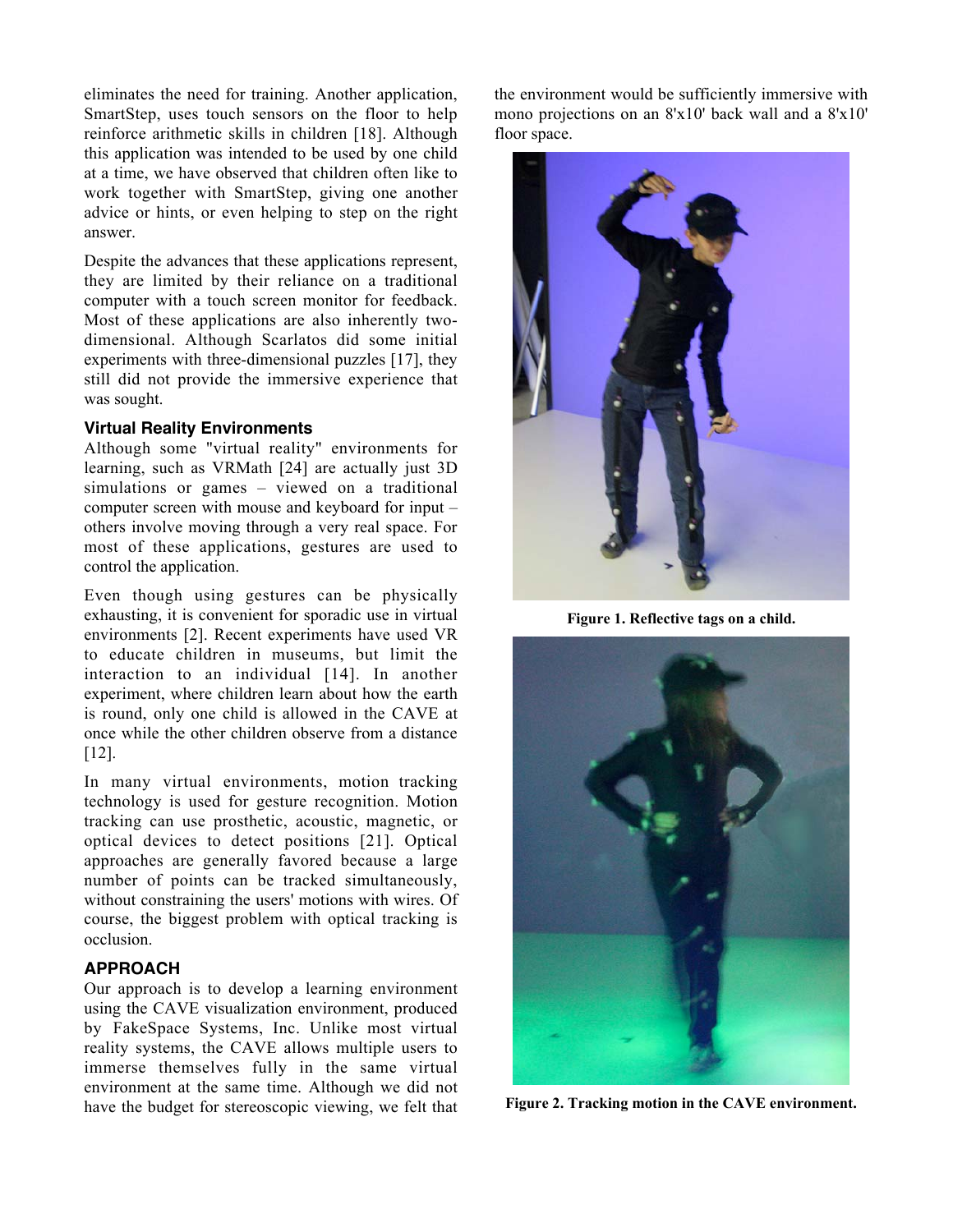eliminates the need for training. Another application, SmartStep, uses touch sensors on the floor to help reinforce arithmetic skills in children [18]. Although this application was intended to be used by one child at a time, we have observed that children often like to work together with SmartStep, giving one another advice or hints, or even helping to step on the right answer.

Despite the advances that these applications represent, they are limited by their reliance on a traditional computer with a touch screen monitor for feedback. Most of these applications are also inherently two-dimensional. Although Scarlatos did some initial experiments with three-dimensional puzzles [17], they still did not provide the immersive experience that was sought.

### Virtual Reality Environments

Although some "virtual reality" environments for learning, such as VRMath [24] are actually just 3D simulations or games – viewed on a traditional computer screen with mouse and keyboard for input – others involve moving through a very real space. For most of these applications, gestures are used to control the application.

Even though using gestures can be physically exhausting, it is convenient for sporadic use in virtual environments [2]. Recent experiments have used VR to educate children in museums, but limit the interaction to an individual [14]. In another experiment, where children learn about how the earth is round, only one child is allowed in the CAVE at once while the other children observe from a distance [12].

In many virtual environments, motion tracking technology is used for gesture recognition. Motion tracking can use prosthetic, acoustic, magnetic, or optical devices to detect positions [21]. Optical approaches are generally favored because a large number of points can be tracked simultaneously, without constraining the users' motions with wires. Of course, the biggest problem with optical tracking is occlusion.

## APPROACH

Our approach is to develop a learning environment using the CAVE visualization environment, produced by FakeSpace Systems, Inc. Unlike most virtual reality systems, the CAVE allows multiple users to immerse themselves fully in the same virtual environment at the same time. Although we did not have the budget for stereoscopic viewing, we felt that the environment would be sufficiently immersive with mono projections on an 8'x10' back wall and a 8'x10' floor space.

**Figure 1. Reflective tags on a child.**

**Figure 2. Tracking motion in the CAVE environment.**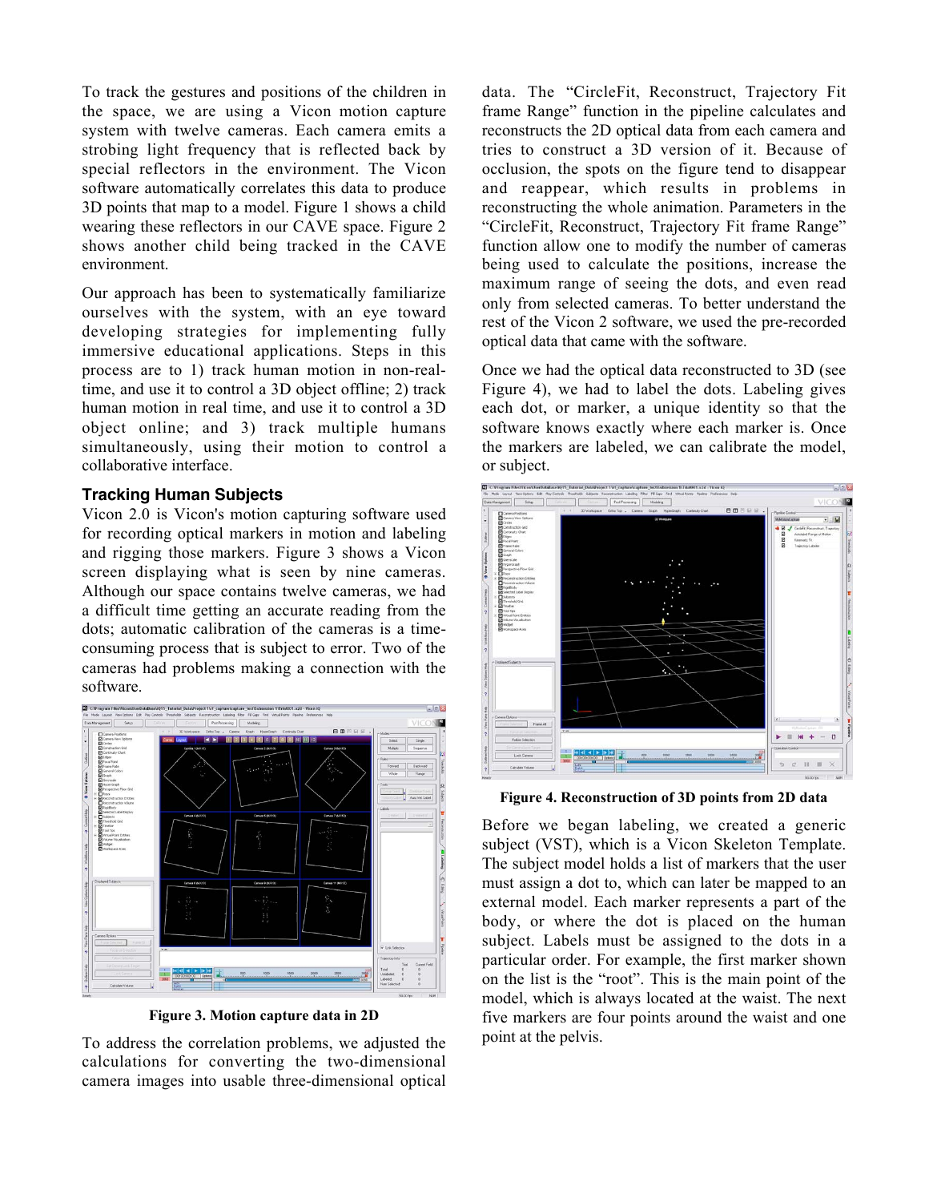To track the gestures and positions of the children in the space, we are using a Vicon motion capture system with twelve cameras. Each camera emits a strobing light frequency that is reflected back by special reflectors in the environment. The Vicon software automatically correlates this data to produce 3D points that map to a model. Figure 1 shows a child wearing these reflectors in our CAVE space. Figure 2 shows another child being tracked in the CAVE environment.

Our approach has been to systematically familiarize ourselves with the system, with an eye toward developing strategies for implementing fully immersive educational applications. Steps in this process are to 1) track human motion in non-real-time, and use it to control a 3D object offline; 2) track human motion in real time, and use it to control a 3D object online; and 3) track multiple humans simultaneously, using their motion to control a collaborative interface.

### Tracking Human Subjects

Vicon 2.0 is Vicon's motion capturing software used for recording optical markers in motion and labeling and rigging those markers. Figure 3 shows a Vicon screen displaying what is seen by nine cameras. Although our space contains twelve cameras, we had a difficult time getting an accurate reading from the dots; automatic calibration of the cameras is a time-consuming process that is subject to error. Two of the cameras had problems making a connection with the software.

**Figure 3. Motion capture data in 2D**

To address the correlation problems, we adjusted the calculations for converting the two-dimensional camera images into usable three-dimensional optical data. The "CircleFit, Reconstruct, Trajectory Fit frame Range" function in the pipeline calculates and reconstructs the 2D optical data from each camera and tries to construct a 3D version of it. Because of occlusion, the spots on the figure tend to disappear and reappear, which results in problems in reconstructing the whole animation. Parameters in the "CircleFit, Reconstruct, Trajectory Fit frame Range" function allow one to modify the number of cameras being used to calculate the positions, increase the maximum range of seeing the dots, and even read only from selected cameras. To better understand the rest of the Vicon 2 software, we used the pre-recorded optical data that came with the software.

Once we had the optical data reconstructed to 3D (see Figure 4), we had to label the dots. Labeling gives each dot, or marker, a unique identity so that the software knows exactly where each marker is. Once the markers are labeled, we can calibrate the model, or subject.

**Figure 4. Reconstruction of 3D points from 2D data**

Before we began labeling, we created a generic subject (VST), which is a Vicon Skeleton Template. The subject model holds a list of markers that the user must assign a dot to, which can later be mapped to an external model. Each marker represents a part of the body, or where the dot is placed on the human subject. Labels must be assigned to the dots in a particular order. For example, the first marker shown on the list is the "root". This is the main point of the model, which is always located at the waist. The next five markers are four points around the waist and one point at the pelvis.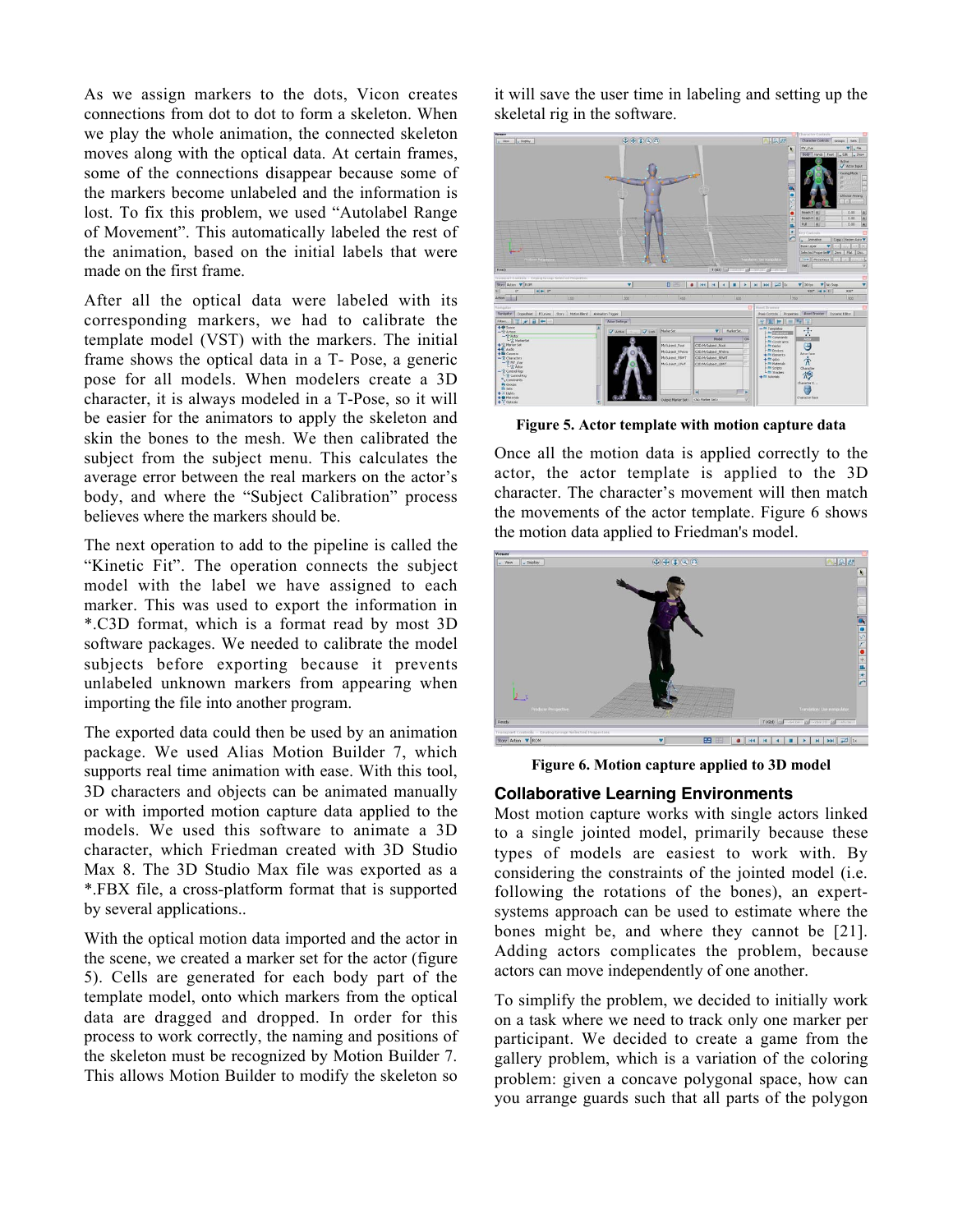As we assign markers to the dots, Vicon creates connections from dot to dot to form a skeleton. When we play the whole animation, the connected skeleton moves along with the optical data. At certain frames, some of the connections disappear because some of the markers become unlabeled and the information is lost. To fix this problem, we used "Autolabel Range of Movement". This automatically labeled the rest of the animation, based on the initial labels that were made on the first frame.

After all the optical data were labeled with its corresponding markers, we had to calibrate the template model (VST) with the markers. The initial frame shows the optical data in a T- Pose, a generic pose for all models. When modelers create a 3D character, it is always modeled in a T-Pose, so it will be easier for the animators to apply the skeleton and skin the bones to the mesh. We then calibrated the subject from the subject menu. This calculates the average error between the real markers on the actor's body, and where the "Subject Calibration" process believes where the markers should be.

The next operation to add to the pipeline is called the "Kinetic Fit". The operation connects the subject model with the label we have assigned to each marker. This was used to export the information in *.C3D format, which is a format read by most 3D software packages. We needed to calibrate the model subjects before exporting because it prevents unlabeled unknown markers from appearing when importing the file into another program.

The exported data could then be used by an animation package. We used Alias Motion Builder 7, which supports real time animation with ease. With this tool, 3D characters and objects can be animated manually or with imported motion capture data applied to the models. We used this software to animate a 3D character, which Friedman created with 3D Studio Max 8. The 3D Studio Max file was exported as a *.FBX file, a cross-platform format that is supported by several applications..

With the optical motion data imported and the actor in the scene, we created a marker set for the actor (figure 5). Cells are generated for each body part of the template model, onto which markers from the optical data are dragged and dropped. In order for this process to work correctly, the naming and positions of the skeleton must be recognized by Motion Builder 7. This allows Motion Builder to modify the skeleton so it will save the user time in labeling and setting up the skeletal rig in the software.

**Figure 5. Actor template with motion capture data**

Once all the motion data is applied correctly to the actor, the actor template is applied to the 3D character. The character's movement will then match the movements of the actor template. Figure 6 shows the motion data applied to Friedman's model.

**Figure 6. Motion capture applied to 3D model**

## Collaborative Learning Environments

Most motion capture works with single actors linked to a single jointed model, primarily because these types of models are easiest to work with. By considering the constraints of the jointed model (i.e. following the rotations of the bones), an expert-systems approach can be used to estimate where the bones might be, and where they cannot be [21]. Adding actors complicates the problem, because actors can move independently of one another.

To simplify the problem, we decided to initially work on a task where we need to track only one marker per participant. We decided to create a game from the gallery problem, which is a variation of the coloring problem: given a concave polygonal space, how can you arrange guards such that all parts of the polygon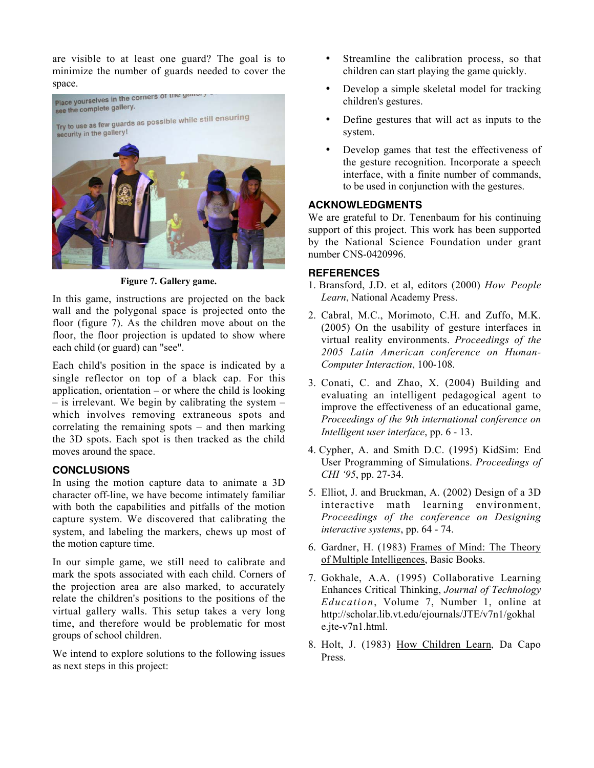are visible to at least one guard? The goal is to minimize the number of guards needed to cover the space.

Figure 7. Gallery game.

In this game, instructions are projected on the back wall and the polygonal space is projected onto the floor (figure 7). As the children move about on the floor, the floor projection is updated to show where each child (or guard) can "see".

Each child's position in the space is indicated by a single reflector on top of a black cap. For this application, orientation – or where the child is looking – is irrelevant. We begin by calibrating the system – which involves removing extraneous spots and correlating the remaining spots – and then marking the 3D spots. Each spot is then tracked as the child moves around the space.

## CONCLUSIONS

In using the motion capture data to animate a 3D character off-line, we have become intimately familiar with both the capabilities and pitfalls of the motion capture system. We discovered that calibrating the system, and labeling the markers, chews up most of the motion capture time.

In our simple game, we still need to calibrate and mark the spots associated with each child. Corners of the projection area are also marked, to accurately relate the children's positions to the positions of the virtual gallery walls. This setup takes a very long time, and therefore would be problematic for most groups of school children.

We intend to explore solutions to the following issues as next steps in this project:

- Streamline the calibration process, so that children can start playing the game quickly.
- Develop a simple skeletal model for tracking children's gestures.
- Define gestures that will act as inputs to the system.
- Develop games that test the effectiveness of the gesture recognition. Incorporate a speech interface, with a finite number of commands, to be used in conjunction with the gestures.

## ACKNOWLEDGMENTS

We are grateful to Dr. Tenenbaum for his continuing support of this project. This work has been supported by the National Science Foundation under grant number CNS-0420996.

## REFERENCES

1. Bransford, J.D. et al, editors (2000) *How People Learn*, National Academy Press.
2. Cabral, M.C., Morimoto, C.H. and Zuffo, M.K. (2005) On the usability of gesture interfaces in virtual reality environments. *Proceedings of the 2005 Latin American conference on Human-Computer Interaction*, 100-108.
3. Conati, C. and Zhao, X. (2004) Building and evaluating an intelligent pedagogical agent to improve the effectiveness of an educational game, *Proceedings of the 9th international conference on Intelligent user interface*, pp. 6 - 13.
4. Cypher, A. and Smith D.C. (1995) KidSim: End User Programming of Simulations. *Proceedings of CHI '95*, pp. 27-34.
5. Elliot, J. and Bruckman, A. (2002) Design of a 3D interactive math learning environment, *Proceedings of the conference on Designing interactive systems*, pp. 64 - 74.
6. Gardner, H. (1983) Frames of Mind: The Theory of Multiple Intelligences, Basic Books.
7. Gokhale, A.A. (1995) Collaborative Learning Enhances Critical Thinking, *Journal of Technology Education*, Volume 7, Number 1, online at http://scholar.lib.vt.edu/ejournals/JTE/v7n1/gokhale.jte-v7n1.html.
8. Holt, J. (1983) How Children Learn, Da Capo Press.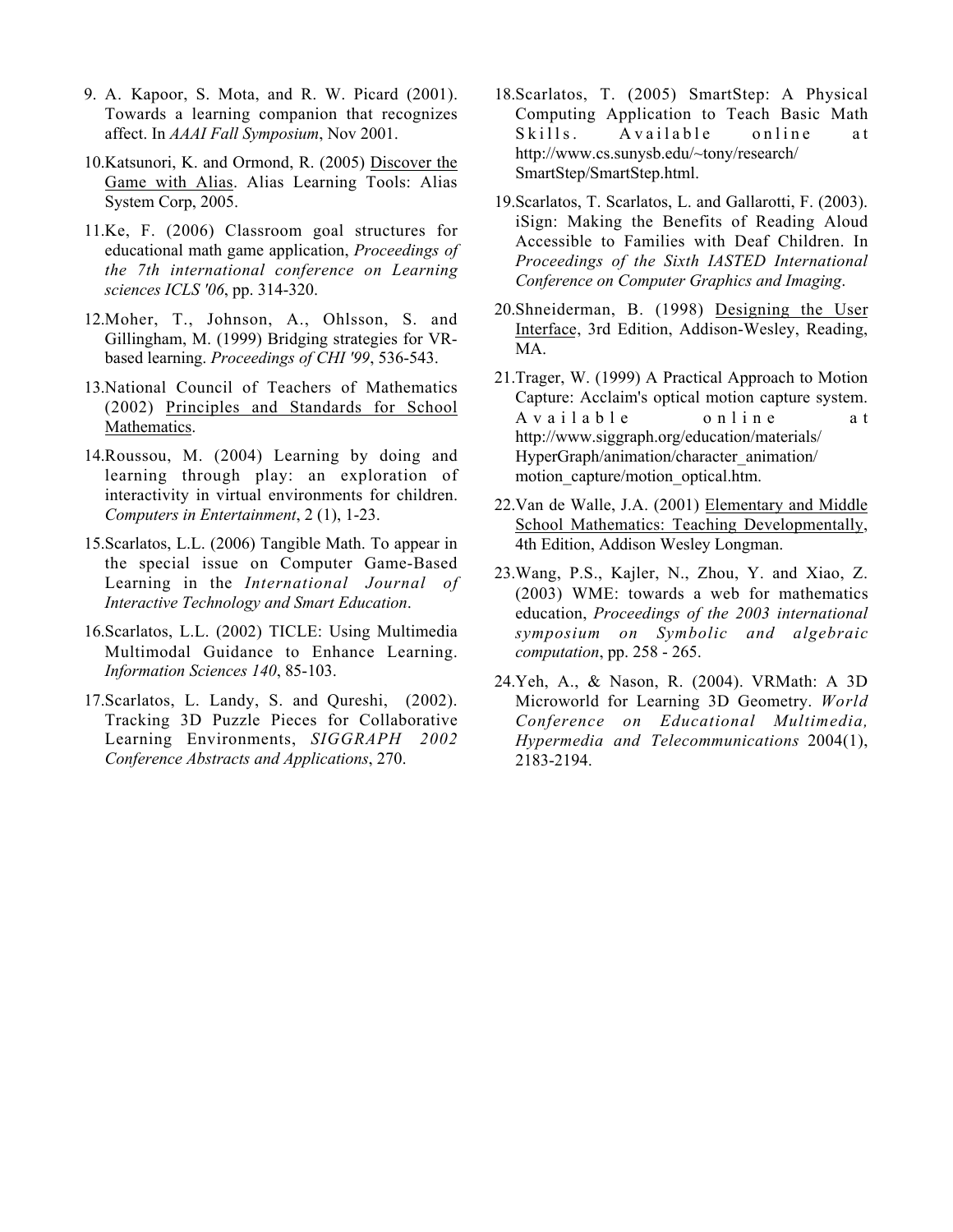9. A. Kapoor, S. Mota, and R. W. Picard (2001). Towards a learning companion that recognizes affect. In *AAAI Fall Symposium*, Nov 2001.

10. Katsunori, K. and Ormond, R. (2005) Discover the Game with Alias. Alias Learning Tools: Alias System Corp, 2005.

11. Ke, F. (2006) Classroom goal structures for educational math game application, *Proceedings of the 7th international conference on Learning sciences ICLS '06*, pp. 314-320.

12. Moher, T., Johnson, A., Ohlsson, S. and Gillingham, M. (1999) Bridging strategies for VR-based learning. *Proceedings of CHI '99*, 536-543.

13. National Council of Teachers of Mathematics (2002) Principles and Standards for School Mathematics.

14. Roussou, M. (2004) Learning by doing and learning through play: an exploration of interactivity in virtual environments for children. *Computers in Entertainment*, 2 (1), 1-23.

15. Scarlatos, L.L. (2006) Tangible Math. To appear in the special issue on Computer Game-Based Learning in the *International Journal of Interactive Technology and Smart Education*.

16. Scarlatos, L.L. (2002) TICLE: Using Multimedia Multimodal Guidance to Enhance Learning. *Information Sciences 140*, 85-103.

17. Scarlatos, L. Landy, S. and Qureshi, (2002). Tracking 3D Puzzle Pieces for Collaborative Learning Environments, *SIGGRAPH 2002 Conference Abstracts and Applications*, 270.

18. Scarlatos, T. (2005) SmartStep: A Physical Computing Application to Teach Basic Math Skills. Available online at http://www.cs.sunysb.edu/~tony/research/SmartStep/SmartStep.html.

19. Scarlatos, T. Scarlatos, L. and Gallarotti, F. (2003). iSign: Making the Benefits of Reading Aloud Accessible to Families with Deaf Children. In *Proceedings of the Sixth IASTED International Conference on Computer Graphics and Imaging*.

20. Shneiderman, B. (1998) Designing the User Interface, 3rd Edition, Addison-Wesley, Reading, MA.

21. Trager, W. (1999) A Practical Approach to Motion Capture: Acclaim's optical motion capture system. Available online at http://www.siggraph.org/education/materials/HyperGraph/animation/character_animation/motion_capture/motion_optical.htm.

22. Van de Walle, J.A. (2001) Elementary and Middle School Mathematics: Teaching Developmentally, 4th Edition, Addison Wesley Longman.

23. Wang, P.S., Kajler, N., Zhou, Y. and Xiao, Z. (2003) WME: towards a web for mathematics education, *Proceedings of the 2003 international symposium on Symbolic and algebraic computation*, pp. 258 - 265.

24. Yeh, A., & Nason, R. (2004). VRMath: A 3D Microworld for Learning 3D Geometry. *World Conference on Educational Multimedia, Hypermedia and Telecommunications* 2004(1), 2183-2194.